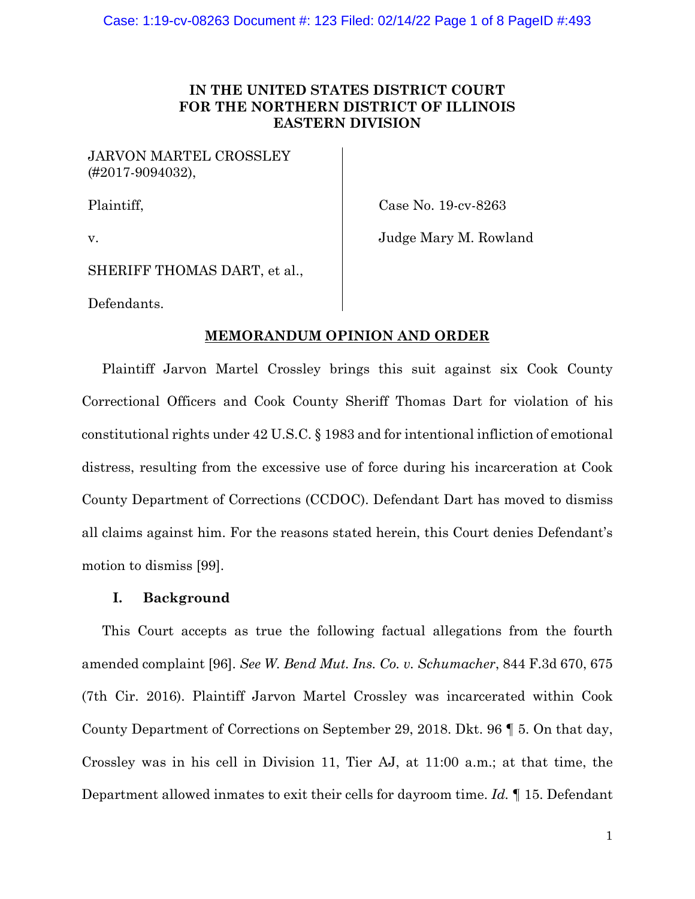IN THE UNITED STATES DISTRICT COURT
FOR THE NORTHERN DISTRICT OF ILLINOIS
EASTERN DIVISION

| | |
|---|---|
| JARVON MARTEL CROSSLEY (#2017-9094032), | |
| Plaintiff, | Case No. 19-cv-8263 |
| v. | Judge Mary M. Rowland |
| SHERIFF THOMAS DART, et al., | |
| Defendants. | |

**MEMORANDUM OPINION AND ORDER**

Plaintiff Jarvon Martel Crossley brings this suit against six Cook County Correctional Officers and Cook County Sheriff Thomas Dart for violation of his constitutional rights under 42 U.S.C. § 1983 and for intentional infliction of emotional distress, resulting from the excessive use of force during his incarceration at Cook County Department of Corrections (CCDOC). Defendant Dart has moved to dismiss all claims against him. For the reasons stated herein, this Court denies Defendant's motion to dismiss [99].

## I. Background

This Court accepts as true the following factual allegations from the fourth amended complaint [96]. *See W. Bend Mut. Ins. Co. v. Schumacher*, 844 F.3d 670, 675 (7th Cir. 2016). Plaintiff Jarvon Martel Crossley was incarcerated within Cook County Department of Corrections on September 29, 2018. Dkt. 96 ¶ 5. On that day, Crossley was in his cell in Division 11, Tier AJ, at 11:00 a.m.; at that time, the Department allowed inmates to exit their cells for dayroom time. *Id.* ¶ 15. Defendant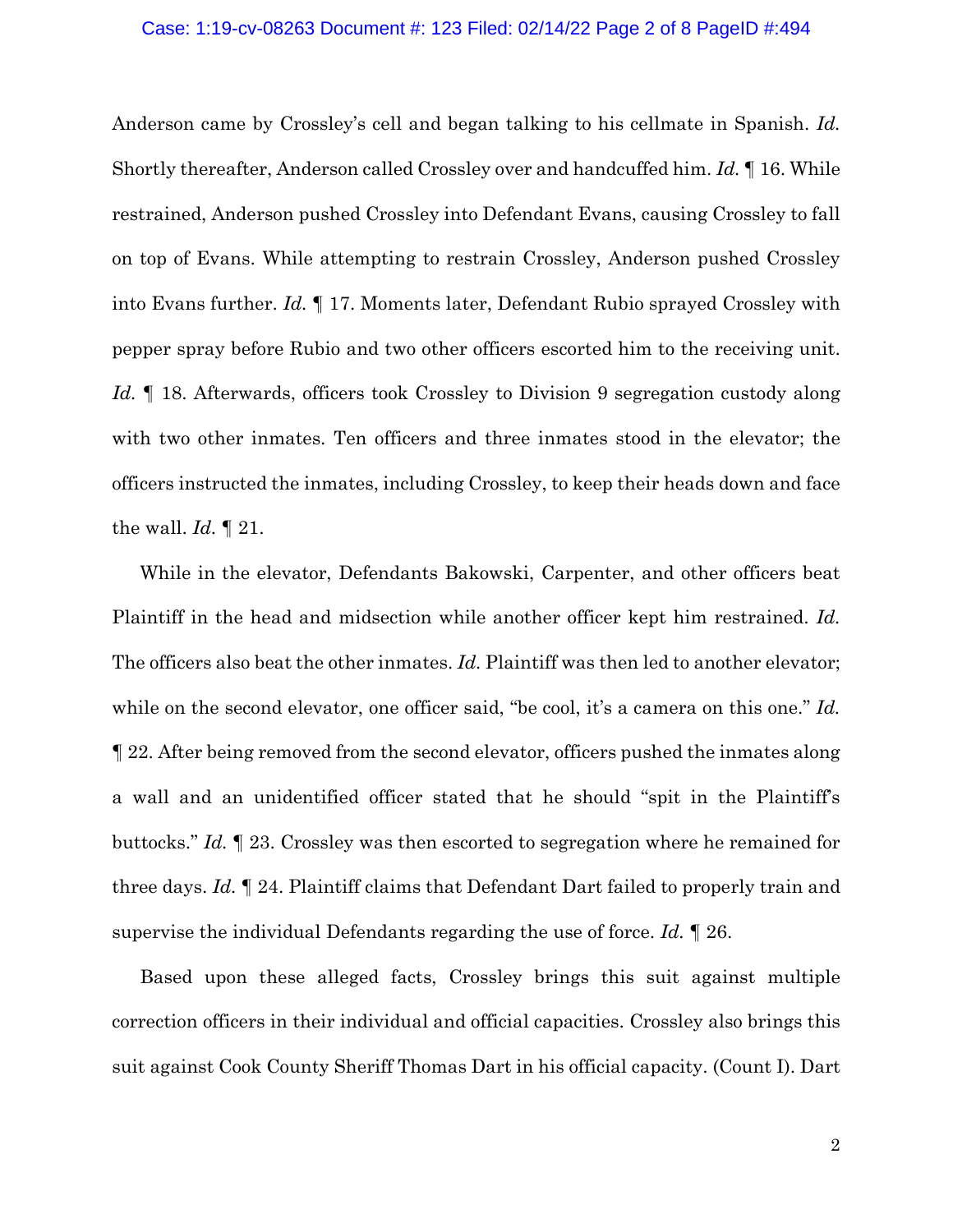Anderson came by Crossley's cell and began talking to his cellmate in Spanish. *Id.* Shortly thereafter, Anderson called Crossley over and handcuffed him. *Id.* ¶ 16. While restrained, Anderson pushed Crossley into Defendant Evans, causing Crossley to fall on top of Evans. While attempting to restrain Crossley, Anderson pushed Crossley into Evans further. *Id.* ¶ 17. Moments later, Defendant Rubio sprayed Crossley with pepper spray before Rubio and two other officers escorted him to the receiving unit. *Id.* ¶ 18. Afterwards, officers took Crossley to Division 9 segregation custody along with two other inmates. Ten officers and three inmates stood in the elevator; the officers instructed the inmates, including Crossley, to keep their heads down and face the wall. *Id.* ¶ 21.

While in the elevator, Defendants Bakowski, Carpenter, and other officers beat Plaintiff in the head and midsection while another officer kept him restrained. *Id.* The officers also beat the other inmates. *Id.* Plaintiff was then led to another elevator; while on the second elevator, one officer said, "be cool, it's a camera on this one." *Id.* ¶ 22. After being removed from the second elevator, officers pushed the inmates along a wall and an unidentified officer stated that he should "spit in the Plaintiff's buttocks." *Id.* ¶ 23. Crossley was then escorted to segregation where he remained for three days. *Id.* ¶ 24. Plaintiff claims that Defendant Dart failed to properly train and supervise the individual Defendants regarding the use of force. *Id.* ¶ 26.

Based upon these alleged facts, Crossley brings this suit against multiple correction officers in their individual and official capacities. Crossley also brings this suit against Cook County Sheriff Thomas Dart in his official capacity. (Count I). Dart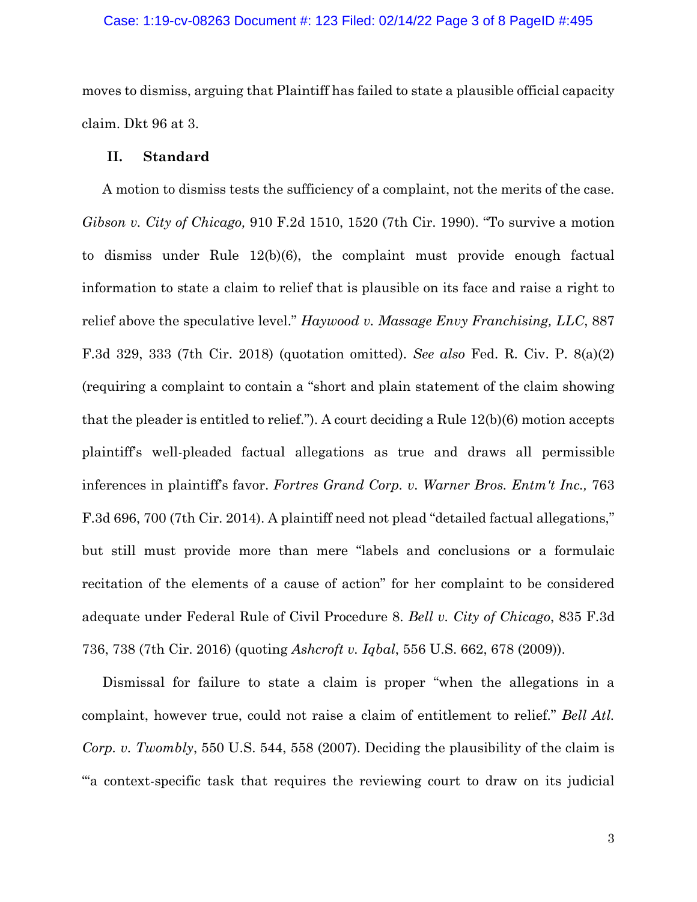moves to dismiss, arguing that Plaintiff has failed to state a plausible official capacity claim. Dkt 96 at 3.

## II. Standard

A motion to dismiss tests the sufficiency of a complaint, not the merits of the case. *Gibson v. City of Chicago,* 910 F.2d 1510, 1520 (7th Cir. 1990). "To survive a motion to dismiss under Rule 12(b)(6), the complaint must provide enough factual information to state a claim to relief that is plausible on its face and raise a right to relief above the speculative level." *Haywood v. Massage Envy Franchising, LLC*, 887 F.3d 329, 333 (7th Cir. 2018) (quotation omitted). *See also* Fed. R. Civ. P. 8(a)(2) (requiring a complaint to contain a "short and plain statement of the claim showing that the pleader is entitled to relief."). A court deciding a Rule 12(b)(6) motion accepts plaintiff's well-pleaded factual allegations as true and draws all permissible inferences in plaintiff's favor. *Fortres Grand Corp. v. Warner Bros. Entm't Inc.,* 763 F.3d 696, 700 (7th Cir. 2014). A plaintiff need not plead "detailed factual allegations," but still must provide more than mere "labels and conclusions or a formulaic recitation of the elements of a cause of action" for her complaint to be considered adequate under Federal Rule of Civil Procedure 8. *Bell v. City of Chicago*, 835 F.3d 736, 738 (7th Cir. 2016) (quoting *Ashcroft v. Iqbal*, 556 U.S. 662, 678 (2009)).

Dismissal for failure to state a claim is proper "when the allegations in a complaint, however true, could not raise a claim of entitlement to relief." *Bell Atl. Corp. v. Twombly*, 550 U.S. 544, 558 (2007). Deciding the plausibility of the claim is "'a context-specific task that requires the reviewing court to draw on its judicial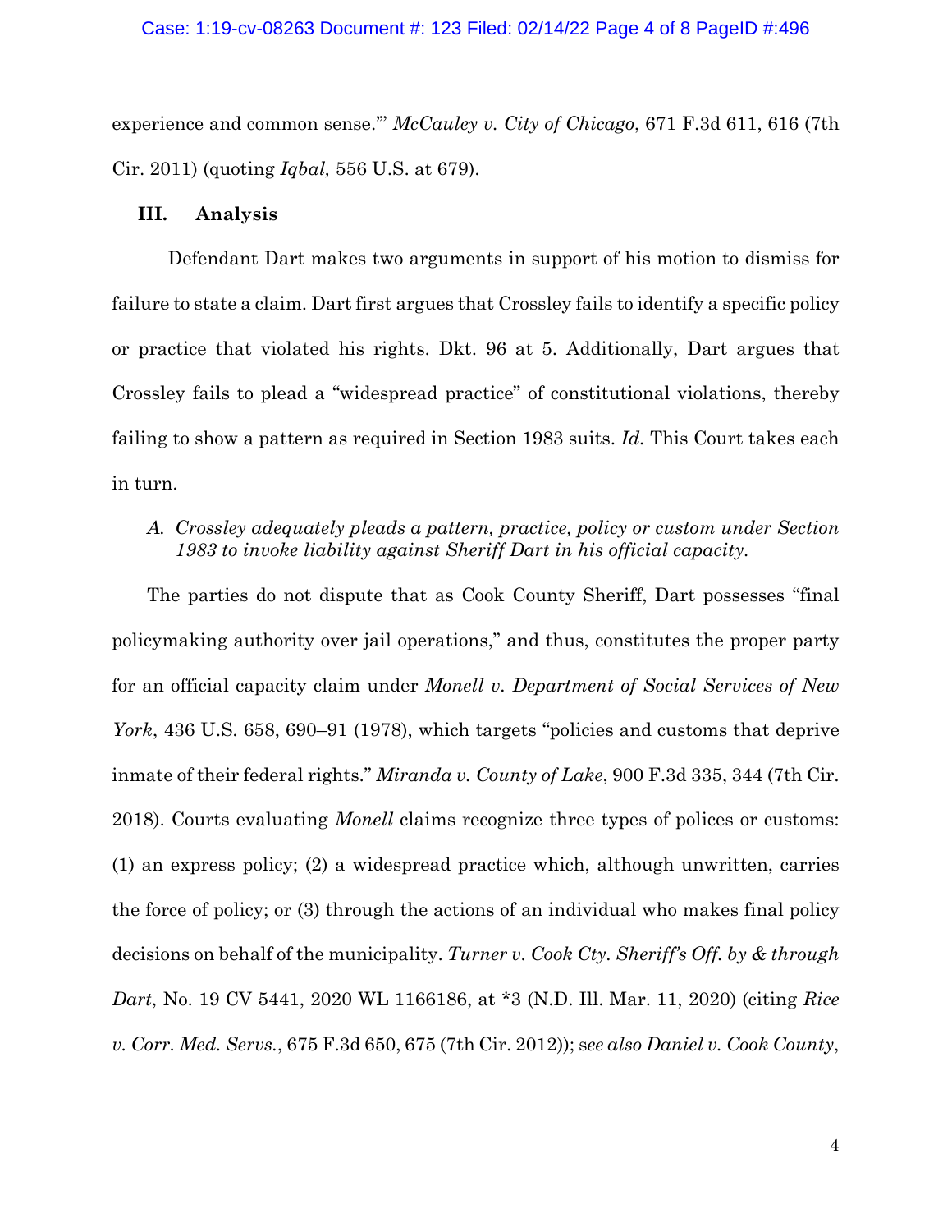experience and common sense.'" *McCauley v. City of Chicago*, 671 F.3d 611, 616 (7th Cir. 2011) (quoting *Iqbal,* 556 U.S. at 679).

### III. Analysis

Defendant Dart makes two arguments in support of his motion to dismiss for failure to state a claim. Dart first argues that Crossley fails to identify a specific policy or practice that violated his rights. Dkt. 96 at 5. Additionally, Dart argues that Crossley fails to plead a "widespread practice" of constitutional violations, thereby failing to show a pattern as required in Section 1983 suits. *Id.* This Court takes each in turn.

*A. Crossley adequately pleads a pattern, practice, policy or custom under Section 1983 to invoke liability against Sheriff Dart in his official capacity.*

The parties do not dispute that as Cook County Sheriff, Dart possesses "final policymaking authority over jail operations," and thus, constitutes the proper party for an official capacity claim under *Monell v. Department of Social Services of New York*, 436 U.S. 658, 690–91 (1978), which targets "policies and customs that deprive inmate of their federal rights." *Miranda v. County of Lake*, 900 F.3d 335, 344 (7th Cir. 2018). Courts evaluating *Monell* claims recognize three types of polices or customs: (1) an express policy; (2) a widespread practice which, although unwritten, carries the force of policy; or (3) through the actions of an individual who makes final policy decisions on behalf of the municipality. *Turner v. Cook Cty. Sheriff's Off. by & through Dart*, No. 19 CV 5441, 2020 WL 1166186, at *3 (N.D. Ill. Mar. 11, 2020) (citing *Rice v. Corr. Med. Servs.*, 675 F.3d 650, 675 (7th Cir. 2012)); *see also Daniel v. Cook County*,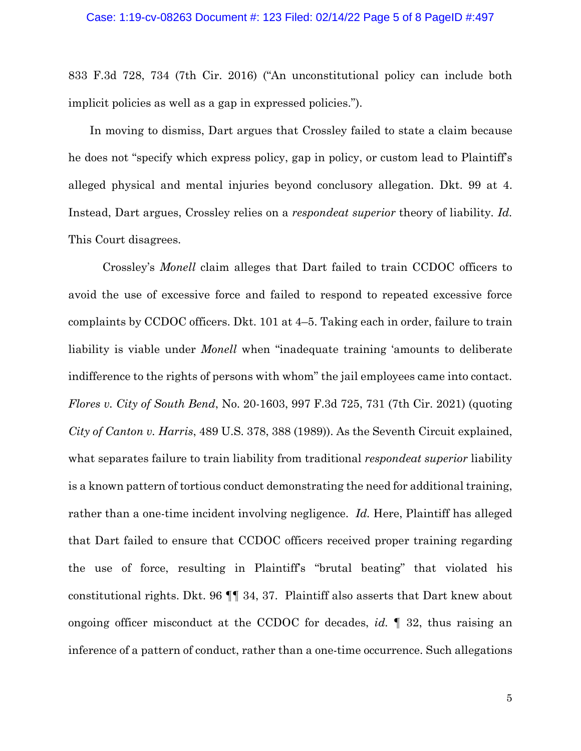833 F.3d 728, 734 (7th Cir. 2016) ("An unconstitutional policy can include both implicit policies as well as a gap in expressed policies.").

In moving to dismiss, Dart argues that Crossley failed to state a claim because he does not "specify which express policy, gap in policy, or custom lead to Plaintiff's alleged physical and mental injuries beyond conclusory allegation. Dkt. 99 at 4. Instead, Dart argues, Crossley relies on a *respondeat superior* theory of liability. *Id.* This Court disagrees.

Crossley's *Monell* claim alleges that Dart failed to train CCDOC officers to avoid the use of excessive force and failed to respond to repeated excessive force complaints by CCDOC officers. Dkt. 101 at 4–5. Taking each in order, failure to train liability is viable under *Monell* when "inadequate training 'amounts to deliberate indifference to the rights of persons with whom" the jail employees came into contact. *Flores v. City of South Bend*, No. 20-1603, 997 F.3d 725, 731 (7th Cir. 2021) (quoting *City of Canton v. Harris*, 489 U.S. 378, 388 (1989)). As the Seventh Circuit explained, what separates failure to train liability from traditional *respondeat superior* liability is a known pattern of tortious conduct demonstrating the need for additional training, rather than a one-time incident involving negligence. *Id.* Here, Plaintiff has alleged that Dart failed to ensure that CCDOC officers received proper training regarding the use of force, resulting in Plaintiff's "brutal beating" that violated his constitutional rights. Dkt. 96 ¶¶ 34, 37. Plaintiff also asserts that Dart knew about ongoing officer misconduct at the CCDOC for decades, *id.* ¶ 32, thus raising an inference of a pattern of conduct, rather than a one-time occurrence. Such allegations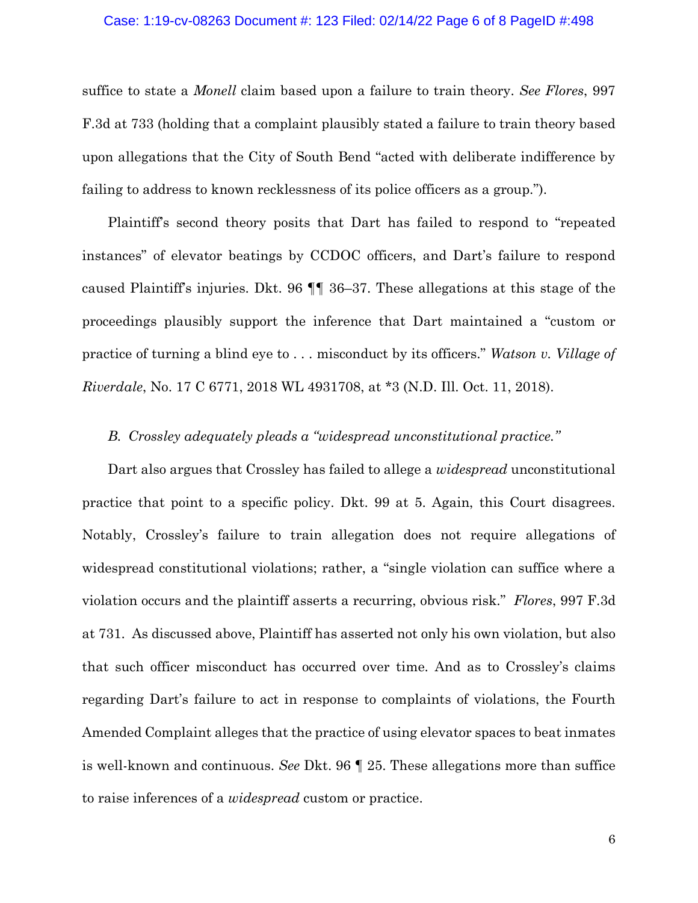suffice to state a *Monell* claim based upon a failure to train theory. *See Flores*, 997 F.3d at 733 (holding that a complaint plausibly stated a failure to train theory based upon allegations that the City of South Bend "acted with deliberate indifference by failing to address to known recklessness of its police officers as a group.").

Plaintiff's second theory posits that Dart has failed to respond to "repeated instances" of elevator beatings by CCDOC officers, and Dart's failure to respond caused Plaintiff's injuries. Dkt. 96 ¶¶ 36–37. These allegations at this stage of the proceedings plausibly support the inference that Dart maintained a "custom or practice of turning a blind eye to . . . misconduct by its officers." *Watson v. Village of Riverdale*, No. 17 C 6771, 2018 WL 4931708, at *3 (N.D. Ill. Oct. 11, 2018).

*B. Crossley adequately pleads a "widespread unconstitutional practice."*

Dart also argues that Crossley has failed to allege a *widespread* unconstitutional practice that point to a specific policy. Dkt. 99 at 5. Again, this Court disagrees. Notably, Crossley's failure to train allegation does not require allegations of widespread constitutional violations; rather, a "single violation can suffice where a violation occurs and the plaintiff asserts a recurring, obvious risk." *Flores*, 997 F.3d at 731. As discussed above, Plaintiff has asserted not only his own violation, but also that such officer misconduct has occurred over time. And as to Crossley's claims regarding Dart's failure to act in response to complaints of violations, the Fourth Amended Complaint alleges that the practice of using elevator spaces to beat inmates is well-known and continuous. *See* Dkt. 96 ¶ 25. These allegations more than suffice to raise inferences of a *widespread* custom or practice.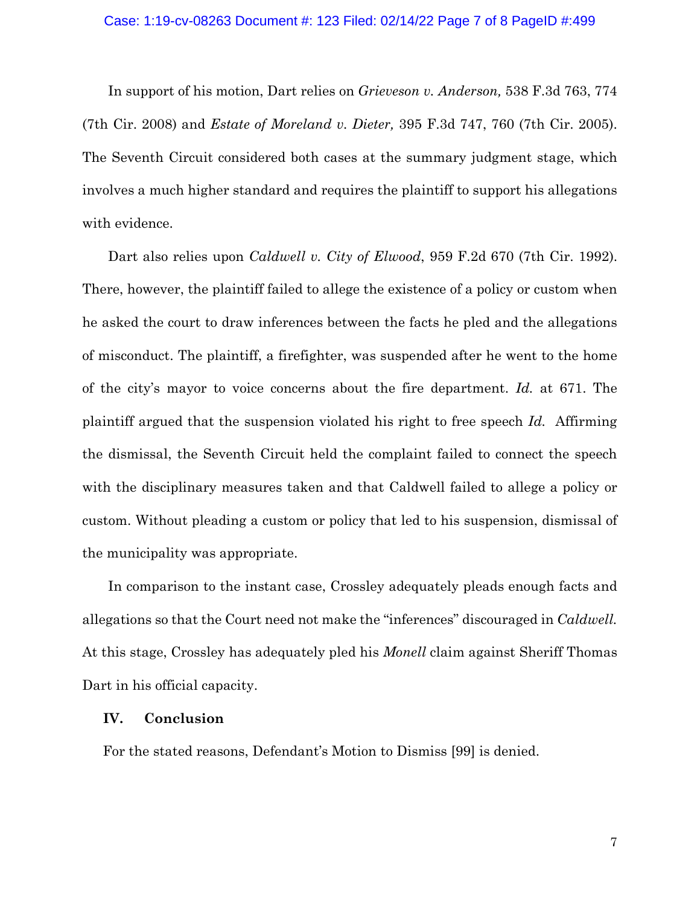In support of his motion, Dart relies on *Grieveson v. Anderson,* 538 F.3d 763, 774 (7th Cir. 2008) and *Estate of Moreland v. Dieter,* 395 F.3d 747, 760 (7th Cir. 2005). The Seventh Circuit considered both cases at the summary judgment stage, which involves a much higher standard and requires the plaintiff to support his allegations with evidence.

Dart also relies upon *Caldwell v. City of Elwood*, 959 F.2d 670 (7th Cir. 1992). There, however, the plaintiff failed to allege the existence of a policy or custom when he asked the court to draw inferences between the facts he pled and the allegations of misconduct. The plaintiff, a firefighter, was suspended after he went to the home of the city's mayor to voice concerns about the fire department. *Id.* at 671. The plaintiff argued that the suspension violated his right to free speech *Id.* Affirming the dismissal, the Seventh Circuit held the complaint failed to connect the speech with the disciplinary measures taken and that Caldwell failed to allege a policy or custom. Without pleading a custom or policy that led to his suspension, dismissal of the municipality was appropriate.

In comparison to the instant case, Crossley adequately pleads enough facts and allegations so that the Court need not make the "inferences" discouraged in *Caldwell.* At this stage, Crossley has adequately pled his *Monell* claim against Sheriff Thomas Dart in his official capacity.

## IV. Conclusion

For the stated reasons, Defendant's Motion to Dismiss [99] is denied.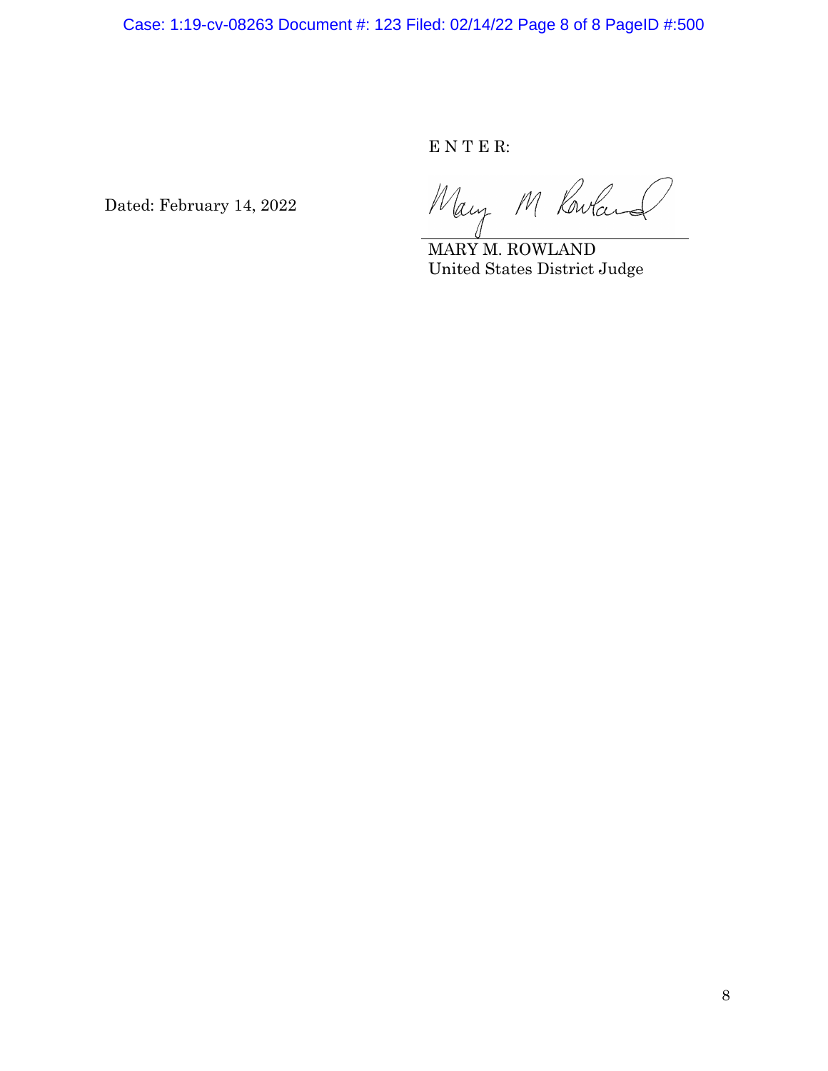E N T E R:

Dated: February 14, 2022

MARY M. ROWLAND
United States District Judge